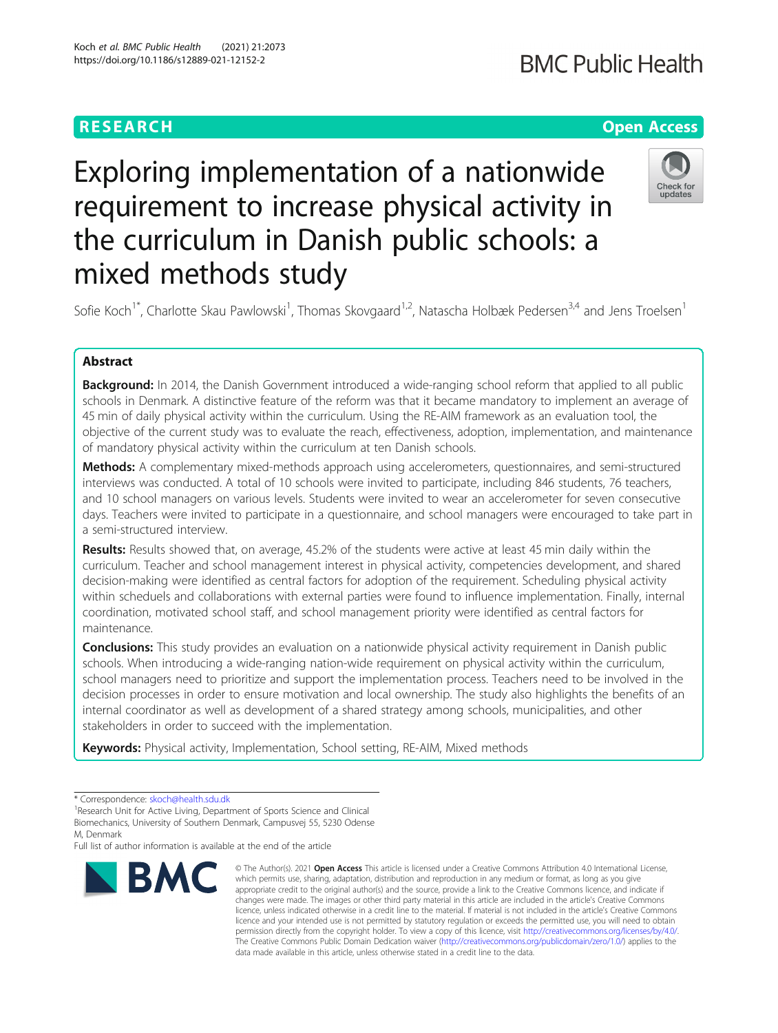RESEARCH

Open Access

# Exploring implementation of a nationwide requirement to increase physical activity in the curriculum in Danish public schools: a mixed methods study

Sofie Koch[1*], Charlotte Skau Pawlowski[1], Thomas Skovgaard[1,2], Natascha Holbæk Pedersen[3,4] and Jens Troelsen[1]

## Abstract

**Background:** In 2014, the Danish Government introduced a wide-ranging school reform that applied to all public schools in Denmark. A distinctive feature of the reform was that it became mandatory to implement an average of 45 min of daily physical activity within the curriculum. Using the RE-AIM framework as an evaluation tool, the objective of the current study was to evaluate the reach, effectiveness, adoption, implementation, and maintenance of mandatory physical activity within the curriculum at ten Danish schools.

**Methods:** A complementary mixed-methods approach using accelerometers, questionnaires, and semi-structured interviews was conducted. A total of 10 schools were invited to participate, including 846 students, 76 teachers, and 10 school managers on various levels. Students were invited to wear an accelerometer for seven consecutive days. Teachers were invited to participate in a questionnaire, and school managers were encouraged to take part in a semi-structured interview.

**Results:** Results showed that, on average, 45.2% of the students were active at least 45 min daily within the curriculum. Teacher and school management interest in physical activity, competencies development, and shared decision-making were identified as central factors for adoption of the requirement. Scheduling physical activity within scheduels and collaborations with external parties were found to influence implementation. Finally, internal coordination, motivated school staff, and school management priority were identified as central factors for maintenance.

**Conclusions:** This study provides an evaluation on a nationwide physical activity requirement in Danish public schools. When introducing a wide-ranging nation-wide requirement on physical activity within the curriculum, school managers need to prioritize and support the implementation process. Teachers need to be involved in the decision processes in order to ensure motivation and local ownership. The study also highlights the benefits of an internal coordinator as well as development of a shared strategy among schools, municipalities, and other stakeholders in order to succeed with the implementation.

**Keywords:** Physical activity, Implementation, School setting, RE-AIM, Mixed methods

---

* Correspondence: skoch@health.sdu.dk

[1]Research Unit for Active Living, Department of Sports Science and Clinical Biomechanics, University of Southern Denmark, Campusvej 55, 5230 Odense M, Denmark

Full list of author information is available at the end of the article

© The Author(s). 2021 **Open Access** This article is licensed under a Creative Commons Attribution 4.0 International License, which permits use, sharing, adaptation, distribution and reproduction in any medium or format, as long as you give appropriate credit to the original author(s) and the source, provide a link to the Creative Commons licence, and indicate if changes were made. The images or other third party material in this article are included in the article's Creative Commons licence, unless indicated otherwise in a credit line to the material. If material is not included in the article's Creative Commons licence and your intended use is not permitted by statutory regulation or exceeds the permitted use, you will need to obtain permission directly from the copyright holder. To view a copy of this licence, visit http://creativecommons.org/licenses/by/4.0/. The Creative Commons Public Domain Dedication waiver (http://creativecommons.org/publicdomain/zero/1.0/) applies to the data made available in this article, unless otherwise stated in a credit line to the data.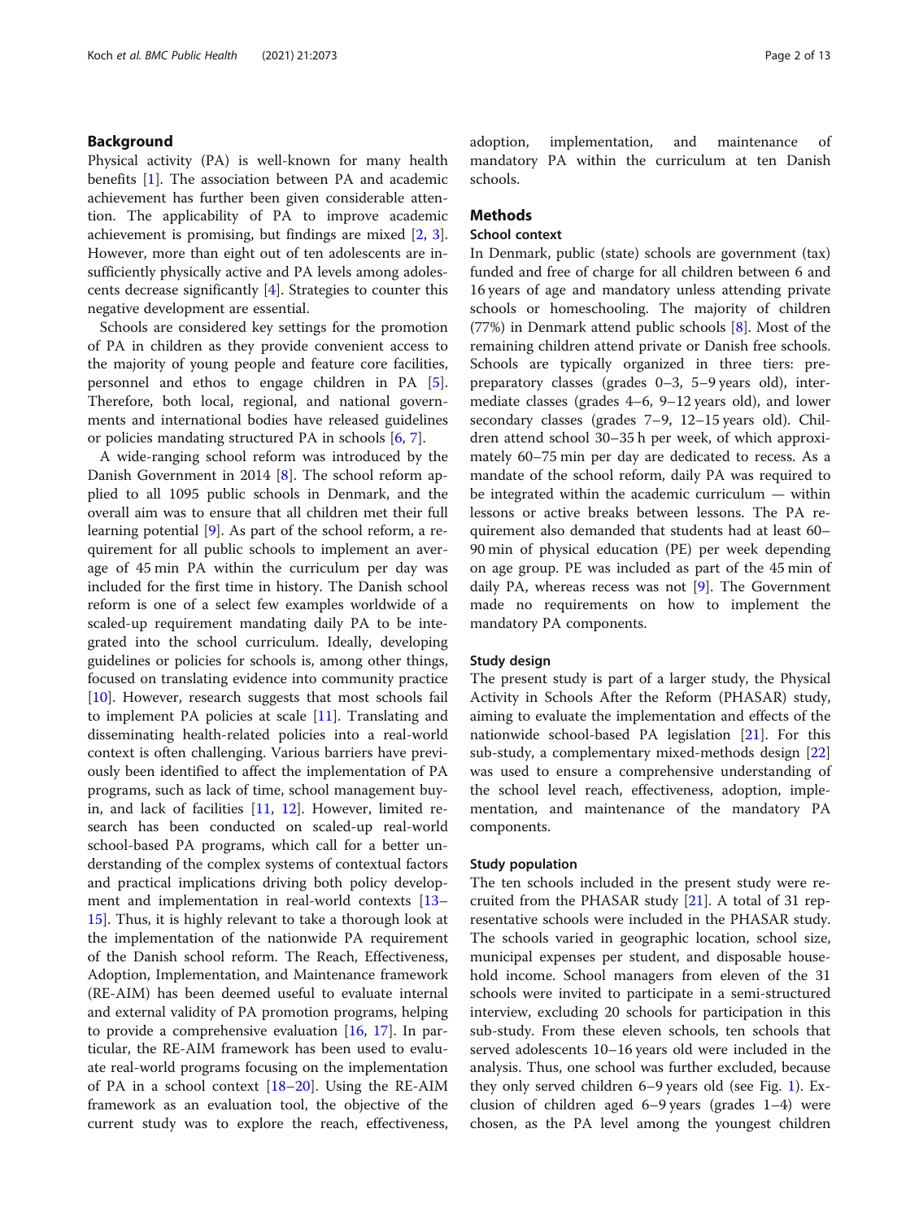## Background

Physical activity (PA) is well-known for many health benefits [1]. The association between PA and academic achievement has further been given considerable attention. The applicability of PA to improve academic achievement is promising, but findings are mixed [2, 3]. However, more than eight out of ten adolescents are insufficiently physically active and PA levels among adolescents decrease significantly [4]. Strategies to counter this negative development are essential.

Schools are considered key settings for the promotion of PA in children as they provide convenient access to the majority of young people and feature core facilities, personnel and ethos to engage children in PA [5]. Therefore, both local, regional, and national governments and international bodies have released guidelines or policies mandating structured PA in schools [6, 7].

A wide-ranging school reform was introduced by the Danish Government in 2014 [8]. The school reform applied to all 1095 public schools in Denmark, and the overall aim was to ensure that all children met their full learning potential [9]. As part of the school reform, a requirement for all public schools to implement an average of 45 min PA within the curriculum per day was included for the first time in history. The Danish school reform is one of a select few examples worldwide of a scaled-up requirement mandating daily PA to be integrated into the school curriculum. Ideally, developing guidelines or policies for schools is, among other things, focused on translating evidence into community practice [10]. However, research suggests that most schools fail to implement PA policies at scale [11]. Translating and disseminating health-related policies into a real-world context is often challenging. Various barriers have previously been identified to affect the implementation of PA programs, such as lack of time, school management buy-in, and lack of facilities [11, 12]. However, limited research has been conducted on scaled-up real-world school-based PA programs, which call for a better understanding of the complex systems of contextual factors and practical implications driving both policy development and implementation in real-world contexts [13–15]. Thus, it is highly relevant to take a thorough look at the implementation of the nationwide PA requirement of the Danish school reform. The Reach, Effectiveness, Adoption, Implementation, and Maintenance framework (RE-AIM) has been deemed useful to evaluate internal and external validity of PA promotion programs, helping to provide a comprehensive evaluation [16, 17]. In particular, the RE-AIM framework has been used to evaluate real-world programs focusing on the implementation of PA in a school context [18–20]. Using the RE-AIM framework as an evaluation tool, the objective of the current study was to explore the reach, effectiveness, adoption, implementation, and maintenance of mandatory PA within the curriculum at ten Danish schools.

## Methods

### School context

In Denmark, public (state) schools are government (tax) funded and free of charge for all children between 6 and 16 years of age and mandatory unless attending private schools or homeschooling. The majority of children (77%) in Denmark attend public schools [8]. Most of the remaining children attend private or Danish free schools. Schools are typically organized in three tiers: pre-preparatory classes (grades 0–3, 5–9 years old), intermediate classes (grades 4–6, 9–12 years old), and lower secondary classes (grades 7–9, 12–15 years old). Children attend school 30–35 h per week, of which approximately 60–75 min per day are dedicated to recess. As a mandate of the school reform, daily PA was required to be integrated within the academic curriculum — within lessons or active breaks between lessons. The PA requirement also demanded that students had at least 60–90 min of physical education (PE) per week depending on age group. PE was included as part of the 45 min of daily PA, whereas recess was not [9]. The Government made no requirements on how to implement the mandatory PA components.

### Study design

The present study is part of a larger study, the Physical Activity in Schools After the Reform (PHASAR) study, aiming to evaluate the implementation and effects of the nationwide school-based PA legislation [21]. For this sub-study, a complementary mixed-methods design [22] was used to ensure a comprehensive understanding of the school level reach, effectiveness, adoption, implementation, and maintenance of the mandatory PA components.

### Study population

The ten schools included in the present study were recruited from the PHASAR study [21]. A total of 31 representative schools were included in the PHASAR study. The schools varied in geographic location, school size, municipal expenses per student, and disposable household income. School managers from eleven of the 31 schools were invited to participate in a semi-structured interview, excluding 20 schools for participation in this sub-study. From these eleven schools, ten schools that served adolescents 10–16 years old were included in the analysis. Thus, one school was further excluded, because they only served children 6–9 years old (see Fig. 1). Exclusion of children aged 6–9 years (grades 1–4) were chosen, as the PA level among the youngest children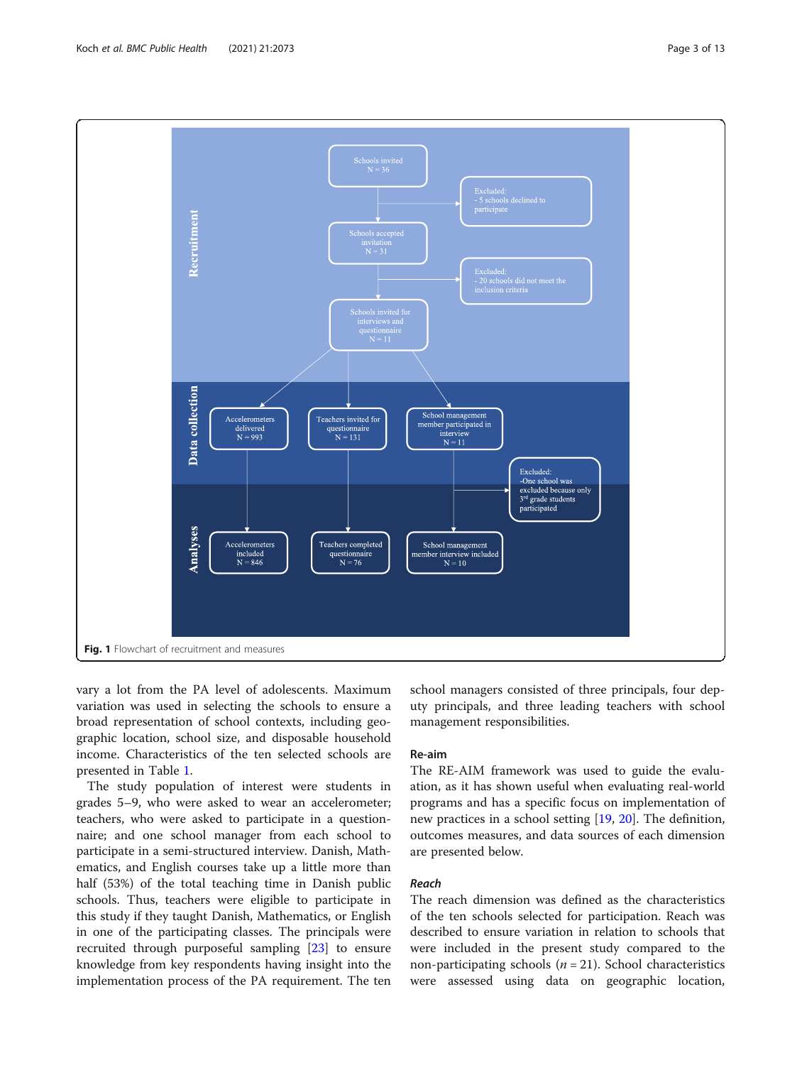Recruitment

Schools invited
N = 36

Excluded:
- 5 schools declined to participate

Schools accepted invitation
N = 31

Excluded:
- 20 schools did not meet the inclusion criteria

Schools invited for interviews and questionnaire
N = 11

Data collection

Accelerometers delivered
N = 993

Teachers invited for questionnaire
N = 131

School management member participated in interview
N = 11

Excluded:
-One school was excluded because only 3rd grade students participated

Analyses

Accelerometers included
N = 846

Teachers completed questionnaire
N = 76

School management member interview included
N = 10

**Fig. 1** Flowchart of recruitment and measures

vary a lot from the PA level of adolescents. Maximum variation was used in selecting the schools to ensure a broad representation of school contexts, including geographic location, school size, and disposable household income. Characteristics of the ten selected schools are presented in Table 1.

The study population of interest were students in grades 5–9, who were asked to wear an accelerometer; teachers, who were asked to participate in a questionnaire; and one school manager from each school to participate in a semi-structured interview. Danish, Mathematics, and English courses take up a little more than half (53%) of the total teaching time in Danish public schools. Thus, teachers were eligible to participate in this study if they taught Danish, Mathematics, or English in one of the participating classes. The principals were recruited through purposeful sampling [23] to ensure knowledge from key respondents having insight into the implementation process of the PA requirement. The ten school managers consisted of three principals, four deputy principals, and three leading teachers with school management responsibilities.

## Re-aim

The RE-AIM framework was used to guide the evaluation, as it has shown useful when evaluating real-world programs and has a specific focus on implementation of new practices in a school setting [19, 20]. The definition, outcomes measures, and data sources of each dimension are presented below.

### *Reach*

The reach dimension was defined as the characteristics of the ten schools selected for participation. Reach was described to ensure variation in relation to schools that were included in the present study compared to the non-participating schools ($n = 21$). School characteristics were assessed using data on geographic location,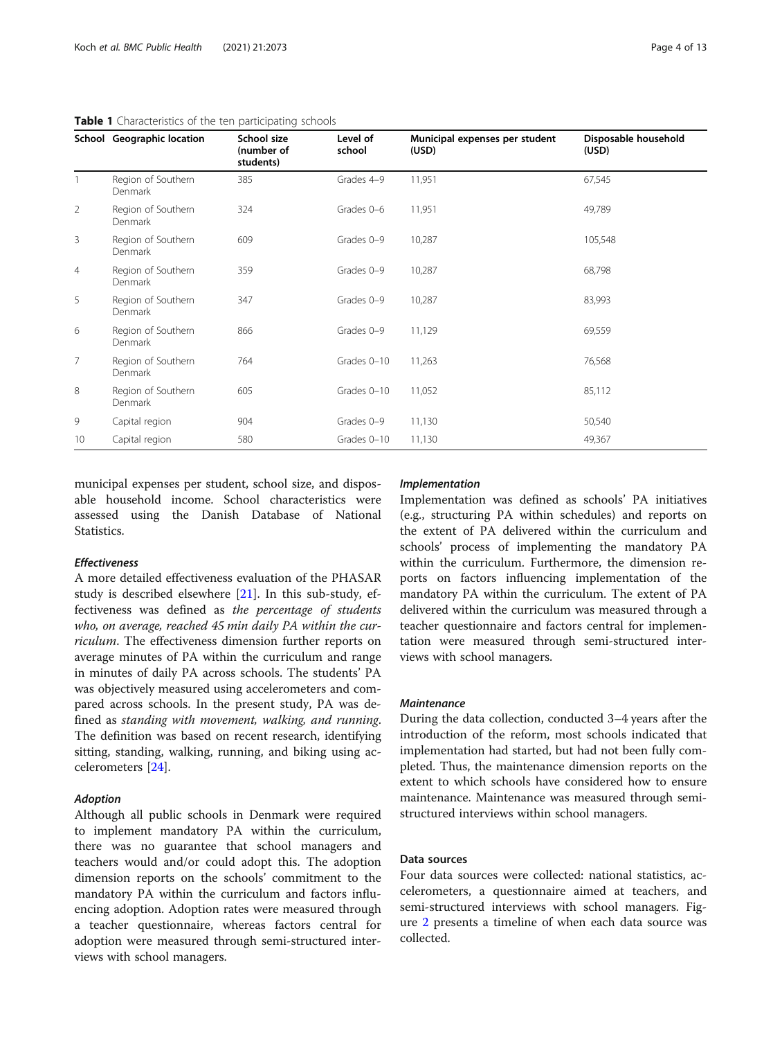**Table 1** Characteristics of the ten participating schools

| School | Geographic location | School size (number of students) | Level of school | Municipal expenses per student (USD) | Disposable household (USD) |
|---|---|---|---|---|---|
| 1 | Region of Southern Denmark | 385 | Grades 4–9 | 11,951 | 67,545 |
| 2 | Region of Southern Denmark | 324 | Grades 0–6 | 11,951 | 49,789 |
| 3 | Region of Southern Denmark | 609 | Grades 0–9 | 10,287 | 105,548 |
| 4 | Region of Southern Denmark | 359 | Grades 0–9 | 10,287 | 68,798 |
| 5 | Region of Southern Denmark | 347 | Grades 0–9 | 10,287 | 83,993 |
| 6 | Region of Southern Denmark | 866 | Grades 0–9 | 11,129 | 69,559 |
| 7 | Region of Southern Denmark | 764 | Grades 0–10 | 11,263 | 76,568 |
| 8 | Region of Southern Denmark | 605 | Grades 0–10 | 11,052 | 85,112 |
| 9 | Capital region | 904 | Grades 0–9 | 11,130 | 50,540 |
| 10 | Capital region | 580 | Grades 0–10 | 11,130 | 49,367 |

municipal expenses per student, school size, and disposable household income. School characteristics were assessed using the Danish Database of National Statistics.

#### *Effectiveness*

A more detailed effectiveness evaluation of the PHASAR study is described elsewhere [21]. In this sub-study, effectiveness was defined as *the percentage of students who, on average, reached 45 min daily PA within the curriculum*. The effectiveness dimension further reports on average minutes of PA within the curriculum and range in minutes of daily PA across schools. The students' PA was objectively measured using accelerometers and compared across schools. In the present study, PA was defined as *standing with movement, walking, and running*. The definition was based on recent research, identifying sitting, standing, walking, running, and biking using accelerometers [24].

#### *Adoption*

Although all public schools in Denmark were required to implement mandatory PA within the curriculum, there was no guarantee that school managers and teachers would and/or could adopt this. The adoption dimension reports on the schools' commitment to the mandatory PA within the curriculum and factors influencing adoption. Adoption rates were measured through a teacher questionnaire, whereas factors central for adoption were measured through semi-structured interviews with school managers.

#### *Implementation*

Implementation was defined as schools' PA initiatives (e.g., structuring PA within schedules) and reports on the extent of PA delivered within the curriculum and schools' process of implementing the mandatory PA within the curriculum. Furthermore, the dimension reports on factors influencing implementation of the mandatory PA within the curriculum. The extent of PA delivered within the curriculum was measured through a teacher questionnaire and factors central for implementation were measured through semi-structured interviews with school managers.

#### *Maintenance*

During the data collection, conducted 3–4 years after the introduction of the reform, most schools indicated that implementation had started, but had not been fully completed. Thus, the maintenance dimension reports on the extent to which schools have considered how to ensure maintenance. Maintenance was measured through semi-structured interviews within school managers.

### Data sources

Four data sources were collected: national statistics, accelerometers, a questionnaire aimed at teachers, and semi-structured interviews with school managers. Figure 2 presents a timeline of when each data source was collected.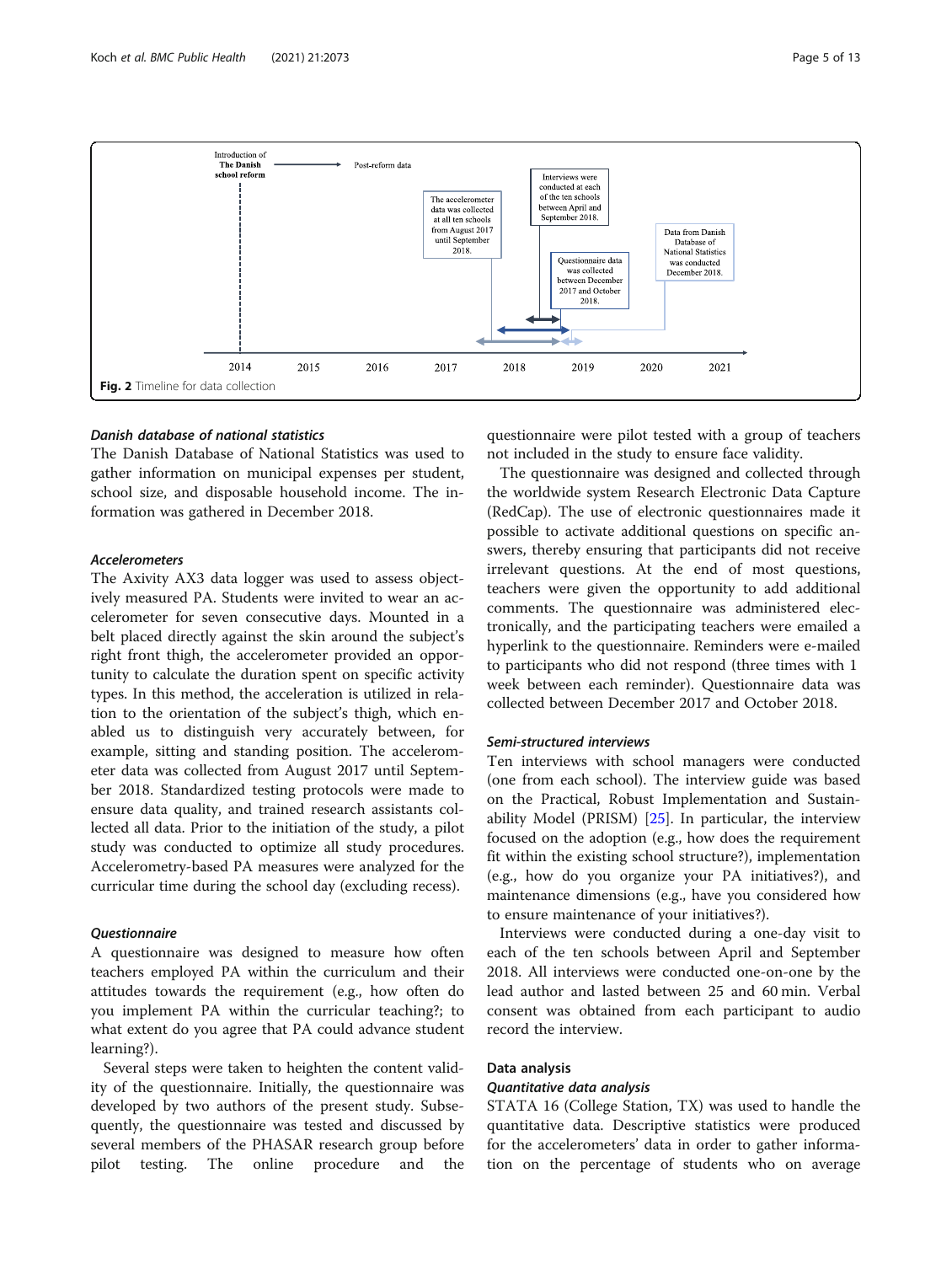Introduction of
The Danish
school reform

Post-reform data

The accelerometer data was collected at all ten schools from August 2017 until September 2018.

Interviews were conducted at each of the ten schools between April and September 2018.

Questionnaire data was collected between December 2017 and October 2018.

Data from Danish Database of National Statistics was conducted December 2018.

2014
2015
2016
2017
2018
2019
2020
2021

**Fig. 2** Timeline for data collection

### *Danish database of national statistics*

The Danish Database of National Statistics was used to gather information on municipal expenses per student, school size, and disposable household income. The information was gathered in December 2018.

### *Accelerometers*

The Axivity AX3 data logger was used to assess objectively measured PA. Students were invited to wear an accelerometer for seven consecutive days. Mounted in a belt placed directly against the skin around the subject's right front thigh, the accelerometer provided an opportunity to calculate the duration spent on specific activity types. In this method, the acceleration is utilized in relation to the orientation of the subject's thigh, which enabled us to distinguish very accurately between, for example, sitting and standing position. The accelerometer data was collected from August 2017 until September 2018. Standardized testing protocols were made to ensure data quality, and trained research assistants collected all data. Prior to the initiation of the study, a pilot study was conducted to optimize all study procedures. Accelerometry-based PA measures were analyzed for the curricular time during the school day (excluding recess).

### *Questionnaire*

A questionnaire was designed to measure how often teachers employed PA within the curriculum and their attitudes towards the requirement (e.g., how often do you implement PA within the curricular teaching?; to what extent do you agree that PA could advance student learning?).

Several steps were taken to heighten the content validity of the questionnaire. Initially, the questionnaire was developed by two authors of the present study. Subsequently, the questionnaire was tested and discussed by several members of the PHASAR research group before pilot testing. The online procedure and the questionnaire were pilot tested with a group of teachers not included in the study to ensure face validity.

The questionnaire was designed and collected through the worldwide system Research Electronic Data Capture (RedCap). The use of electronic questionnaires made it possible to activate additional questions on specific answers, thereby ensuring that participants did not receive irrelevant questions. At the end of most questions, teachers were given the opportunity to add additional comments. The questionnaire was administered electronically, and the participating teachers were emailed a hyperlink to the questionnaire. Reminders were e-mailed to participants who did not respond (three times with 1 week between each reminder). Questionnaire data was collected between December 2017 and October 2018.

### *Semi-structured interviews*

Ten interviews with school managers were conducted (one from each school). The interview guide was based on the Practical, Robust Implementation and Sustainability Model (PRISM) [25]. In particular, the interview focused on the adoption (e.g., how does the requirement fit within the existing school structure?), implementation (e.g., how do you organize your PA initiatives?), and maintenance dimensions (e.g., have you considered how to ensure maintenance of your initiatives?).

Interviews were conducted during a one-day visit to each of the ten schools between April and September 2018. All interviews were conducted one-on-one by the lead author and lasted between 25 and 60 min. Verbal consent was obtained from each participant to audio record the interview.

## Data analysis

### *Quantitative data analysis*

STATA 16 (College Station, TX) was used to handle the quantitative data. Descriptive statistics were produced for the accelerometers' data in order to gather information on the percentage of students who on average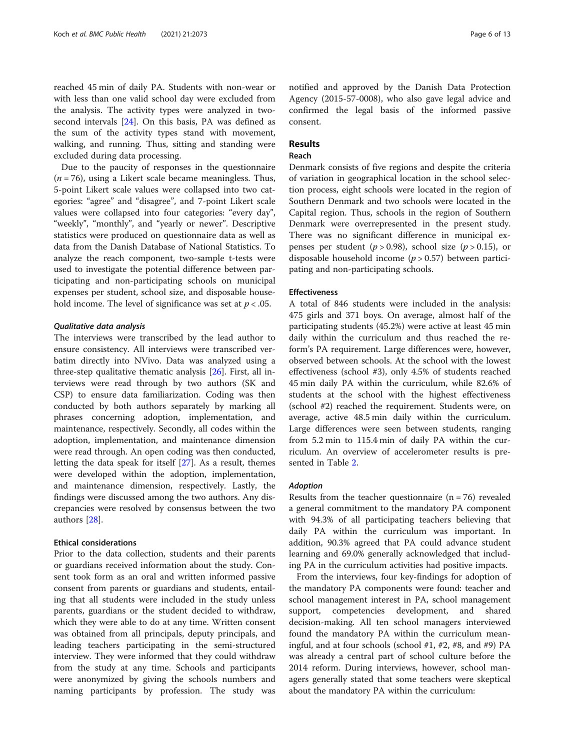reached 45 min of daily PA. Students with non-wear or with less than one valid school day were excluded from the analysis. The activity types were analyzed in two-second intervals [24]. On this basis, PA was defined as the sum of the activity types stand with movement, walking, and running. Thus, sitting and standing were excluded during data processing.

Due to the paucity of responses in the questionnaire ($n = 76$), using a Likert scale became meaningless. Thus, 5-point Likert scale values were collapsed into two categories: "agree" and "disagree", and 7-point Likert scale values were collapsed into four categories: "every day", "weekly", "monthly", and "yearly or newer". Descriptive statistics were produced on questionnaire data as well as data from the Danish Database of National Statistics. To analyze the reach component, two-sample t-tests were used to investigate the potential difference between participating and non-participating schools on municipal expenses per student, school size, and disposable household income. The level of significance was set at $p < .05$.

#### *Qualitative data analysis*

The interviews were transcribed by the lead author to ensure consistency. All interviews were transcribed verbatim directly into NVivo. Data was analyzed using a three-step qualitative thematic analysis [26]. First, all interviews were read through by two authors (SK and CSP) to ensure data familiarization. Coding was then conducted by both authors separately by marking all phrases concerning adoption, implementation, and maintenance, respectively. Secondly, all codes within the adoption, implementation, and maintenance dimension were read through. An open coding was then conducted, letting the data speak for itself [27]. As a result, themes were developed within the adoption, implementation, and maintenance dimension, respectively. Lastly, the findings were discussed among the two authors. Any discrepancies were resolved by consensus between the two authors [28].

### Ethical considerations

Prior to the data collection, students and their parents or guardians received information about the study. Consent took form as an oral and written informed passive consent from parents or guardians and students, entailing that all students were included in the study unless parents, guardians or the student decided to withdraw, which they were able to do at any time. Written consent was obtained from all principals, deputy principals, and leading teachers participating in the semi-structured interview. They were informed that they could withdraw from the study at any time. Schools and participants were anonymized by giving the schools numbers and naming participants by profession. The study was notified and approved by the Danish Data Protection Agency (2015-57-0008), who also gave legal advice and confirmed the legal basis of the informed passive consent.

## Results

### Reach

Denmark consists of five regions and despite the criteria of variation in geographical location in the school selection process, eight schools were located in the region of Southern Denmark and two schools were located in the Capital region. Thus, schools in the region of Southern Denmark were overrepresented in the present study. There was no significant difference in municipal expenses per student ($p > 0.98$), school size ($p > 0.15$), or disposable household income ($p > 0.57$) between participating and non-participating schools.

### Effectiveness

A total of 846 students were included in the analysis: 475 girls and 371 boys. On average, almost half of the participating students (45.2%) were active at least 45 min daily within the curriculum and thus reached the reform's PA requirement. Large differences were, however, observed between schools. At the school with the lowest effectiveness (school #3), only 4.5% of students reached 45 min daily PA within the curriculum, while 82.6% of students at the school with the highest effectiveness (school #2) reached the requirement. Students were, on average, active 48.5 min daily within the curriculum. Large differences were seen between students, ranging from 5.2 min to 115.4 min of daily PA within the curriculum. An overview of accelerometer results is presented in Table 2.

#### *Adoption*

Results from the teacher questionnaire ($n = 76$) revealed a general commitment to the mandatory PA component with 94.3% of all participating teachers believing that daily PA within the curriculum was important. In addition, 90.3% agreed that PA could advance student learning and 69.0% generally acknowledged that including PA in the curriculum activities had positive impacts.

From the interviews, four key-findings for adoption of the mandatory PA components were found: teacher and school management interest in PA, school management support, competencies development, and shared decision-making. All ten school managers interviewed found the mandatory PA within the curriculum meaningful, and at four schools (school #1, #2, #8, and #9) PA was already a central part of school culture before the 2014 reform. During interviews, however, school managers generally stated that some teachers were skeptical about the mandatory PA within the curriculum: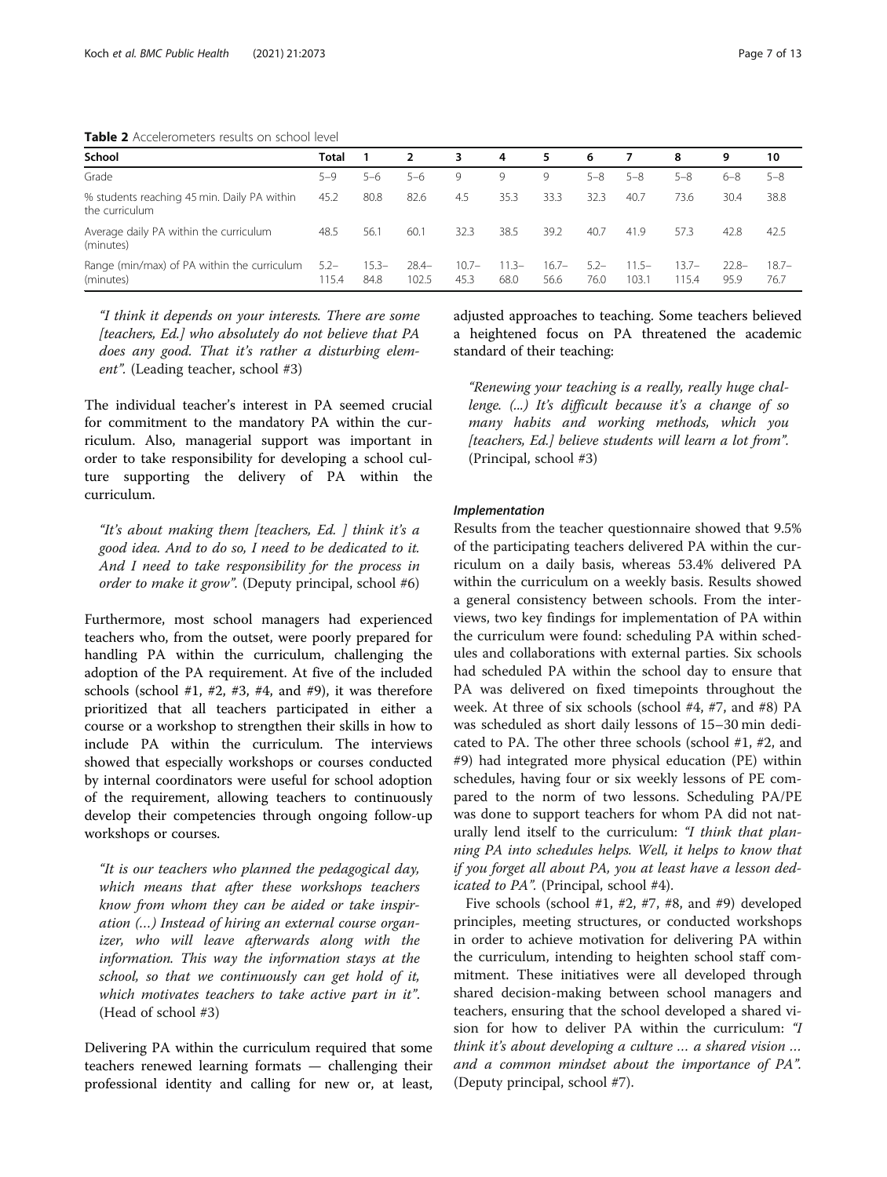**Table 2** Accelerometers results on school level

| School | Total | 1 | 2 | 3 | 4 | 5 | 6 | 7 | 8 | 9 | 10 |
|---|---|---|---|---|---|---|---|---|---|---|---|
| Grade | 5–9 | 5–6 | 5–6 | 9 | 9 | 9 | 5–8 | 5–8 | 5–8 | 6–8 | 5–8 |
| % students reaching 45 min. Daily PA within the curriculum | 45.2 | 80.8 | 82.6 | 4.5 | 35.3 | 33.3 | 32.3 | 40.7 | 73.6 | 30.4 | 38.8 |
| Average daily PA within the curriculum (minutes) | 48.5 | 56.1 | 60.1 | 32.3 | 38.5 | 39.2 | 40.7 | 41.9 | 57.3 | 42.8 | 42.5 |
| Range (min/max) of PA within the curriculum (minutes) | 5.2–115.4 | 15.3–84.8 | 28.4–102.5 | 10.7–45.3 | 11.3–68.0 | 16.7–56.6 | 5.2–76.0 | 11.5–103.1 | 13.7–115.4 | 22.8–95.9 | 18.7–76.7 |

*"I think it depends on your interests. There are some [teachers, Ed.] who absolutely do not believe that PA does any good. That it's rather a disturbing element".* (Leading teacher, school #3)

The individual teacher's interest in PA seemed crucial for commitment to the mandatory PA within the curriculum. Also, managerial support was important in order to take responsibility for developing a school culture supporting the delivery of PA within the curriculum.

*"It's about making them [teachers, Ed. ] think it's a good idea. And to do so, I need to be dedicated to it. And I need to take responsibility for the process in order to make it grow".* (Deputy principal, school #6)

Furthermore, most school managers had experienced teachers who, from the outset, were poorly prepared for handling PA within the curriculum, challenging the adoption of the PA requirement. At five of the included schools (school #1, #2, #3, #4, and #9), it was therefore prioritized that all teachers participated in either a course or a workshop to strengthen their skills in how to include PA within the curriculum. The interviews showed that especially workshops or courses conducted by internal coordinators were useful for school adoption of the requirement, allowing teachers to continuously develop their competencies through ongoing follow-up workshops or courses.

*"It is our teachers who planned the pedagogical day, which means that after these workshops teachers know from whom they can be aided or take inspiration (…) Instead of hiring an external course organizer, who will leave afterwards along with the information. This way the information stays at the school, so that we continuously can get hold of it, which motivates teachers to take active part in it".* (Head of school #3)

Delivering PA within the curriculum required that some teachers renewed learning formats — challenging their professional identity and calling for new or, at least, adjusted approaches to teaching. Some teachers believed a heightened focus on PA threatened the academic standard of their teaching:

*"Renewing your teaching is a really, really huge challenge. (...) It's difficult because it's a change of so many habits and working methods, which you [teachers, Ed.] believe students will learn a lot from".* (Principal, school #3)

#### Implementation

Results from the teacher questionnaire showed that 9.5% of the participating teachers delivered PA within the curriculum on a daily basis, whereas 53.4% delivered PA within the curriculum on a weekly basis. Results showed a general consistency between schools. From the interviews, two key findings for implementation of PA within the curriculum were found: scheduling PA within schedules and collaborations with external parties. Six schools had scheduled PA within the school day to ensure that PA was delivered on fixed timepoints throughout the week. At three of six schools (school #4, #7, and #8) PA was scheduled as short daily lessons of 15–30 min dedicated to PA. The other three schools (school #1, #2, and #9) had integrated more physical education (PE) within schedules, having four or six weekly lessons of PE compared to the norm of two lessons. Scheduling PA/PE was done to support teachers for whom PA did not naturally lend itself to the curriculum: *"I think that planning PA into schedules helps. Well, it helps to know that if you forget all about PA, you at least have a lesson dedicated to PA".* (Principal, school #4).

Five schools (school #1, #2, #7, #8, and #9) developed principles, meeting structures, or conducted workshops in order to achieve motivation for delivering PA within the curriculum, intending to heighten school staff commitment. These initiatives were all developed through shared decision-making between school managers and teachers, ensuring that the school developed a shared vision for how to deliver PA within the curriculum: *"I think it's about developing a culture … a shared vision … and a common mindset about the importance of PA".* (Deputy principal, school #7).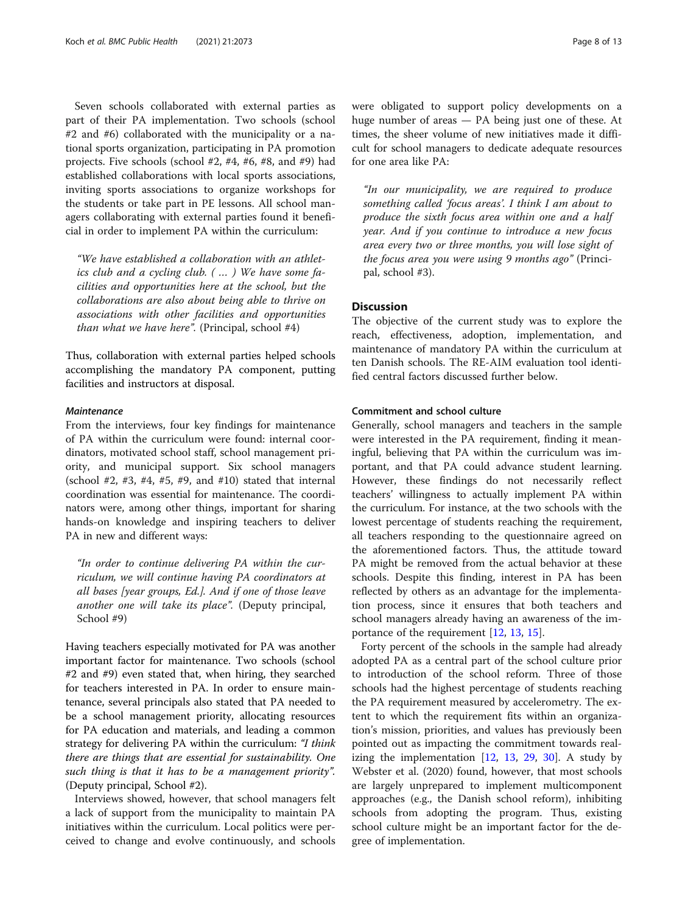Seven schools collaborated with external parties as part of their PA implementation. Two schools (school #2 and #6) collaborated with the municipality or a national sports organization, participating in PA promotion projects. Five schools (school #2, #4, #6, #8, and #9) had established collaborations with local sports associations, inviting sports associations to organize workshops for the students or take part in PE lessons. All school managers collaborating with external parties found it beneficial in order to implement PA within the curriculum:

> *"We have established a collaboration with an athletics club and a cycling club. ( … ) We have some facilities and opportunities here at the school, but the collaborations are also about being able to thrive on associations with other facilities and opportunities than what we have here".* (Principal, school #4)

Thus, collaboration with external parties helped schools accomplishing the mandatory PA component, putting facilities and instructors at disposal.

#### *Maintenance*

From the interviews, four key findings for maintenance of PA within the curriculum were found: internal coordinators, motivated school staff, school management priority, and municipal support. Six school managers (school #2, #3, #4, #5, #9, and #10) stated that internal coordination was essential for maintenance. The coordinators were, among other things, important for sharing hands-on knowledge and inspiring teachers to deliver PA in new and different ways:

> *"In order to continue delivering PA within the curriculum, we will continue having PA coordinators at all bases [year groups, Ed.]. And if one of those leave another one will take its place".* (Deputy principal, School #9)

Having teachers especially motivated for PA was another important factor for maintenance. Two schools (school #2 and #9) even stated that, when hiring, they searched for teachers interested in PA. In order to ensure maintenance, several principals also stated that PA needed to be a school management priority, allocating resources for PA education and materials, and leading a common strategy for delivering PA within the curriculum: *"I think there are things that are essential for sustainability. One such thing is that it has to be a management priority".* (Deputy principal, School #2).

Interviews showed, however, that school managers felt a lack of support from the municipality to maintain PA initiatives within the curriculum. Local politics were perceived to change and evolve continuously, and schools were obligated to support policy developments on a huge number of areas — PA being just one of these. At times, the sheer volume of new initiatives made it difficult for school managers to dedicate adequate resources for one area like PA:

> *"In our municipality, we are required to produce something called 'focus areas'. I think I am about to produce the sixth focus area within one and a half year. And if you continue to introduce a new focus area every two or three months, you will lose sight of the focus area you were using 9 months ago"* (Principal, school #3).

## Discussion

The objective of the current study was to explore the reach, effectiveness, adoption, implementation, and maintenance of mandatory PA within the curriculum at ten Danish schools. The RE-AIM evaluation tool identified central factors discussed further below.

### Commitment and school culture

Generally, school managers and teachers in the sample were interested in the PA requirement, finding it meaningful, believing that PA within the curriculum was important, and that PA could advance student learning. However, these findings do not necessarily reflect teachers' willingness to actually implement PA within the curriculum. For instance, at the two schools with the lowest percentage of students reaching the requirement, all teachers responding to the questionnaire agreed on the aforementioned factors. Thus, the attitude toward PA might be removed from the actual behavior at these schools. Despite this finding, interest in PA has been reflected by others as an advantage for the implementation process, since it ensures that both teachers and school managers already having an awareness of the importance of the requirement [12, 13, 15].

Forty percent of the schools in the sample had already adopted PA as a central part of the school culture prior to introduction of the school reform. Three of those schools had the highest percentage of students reaching the PA requirement measured by accelerometry. The extent to which the requirement fits within an organization's mission, priorities, and values has previously been pointed out as impacting the commitment towards realizing the implementation [12, 13, 29, 30]. A study by Webster et al. (2020) found, however, that most schools are largely unprepared to implement multicomponent approaches (e.g., the Danish school reform), inhibiting schools from adopting the program. Thus, existing school culture might be an important factor for the degree of implementation.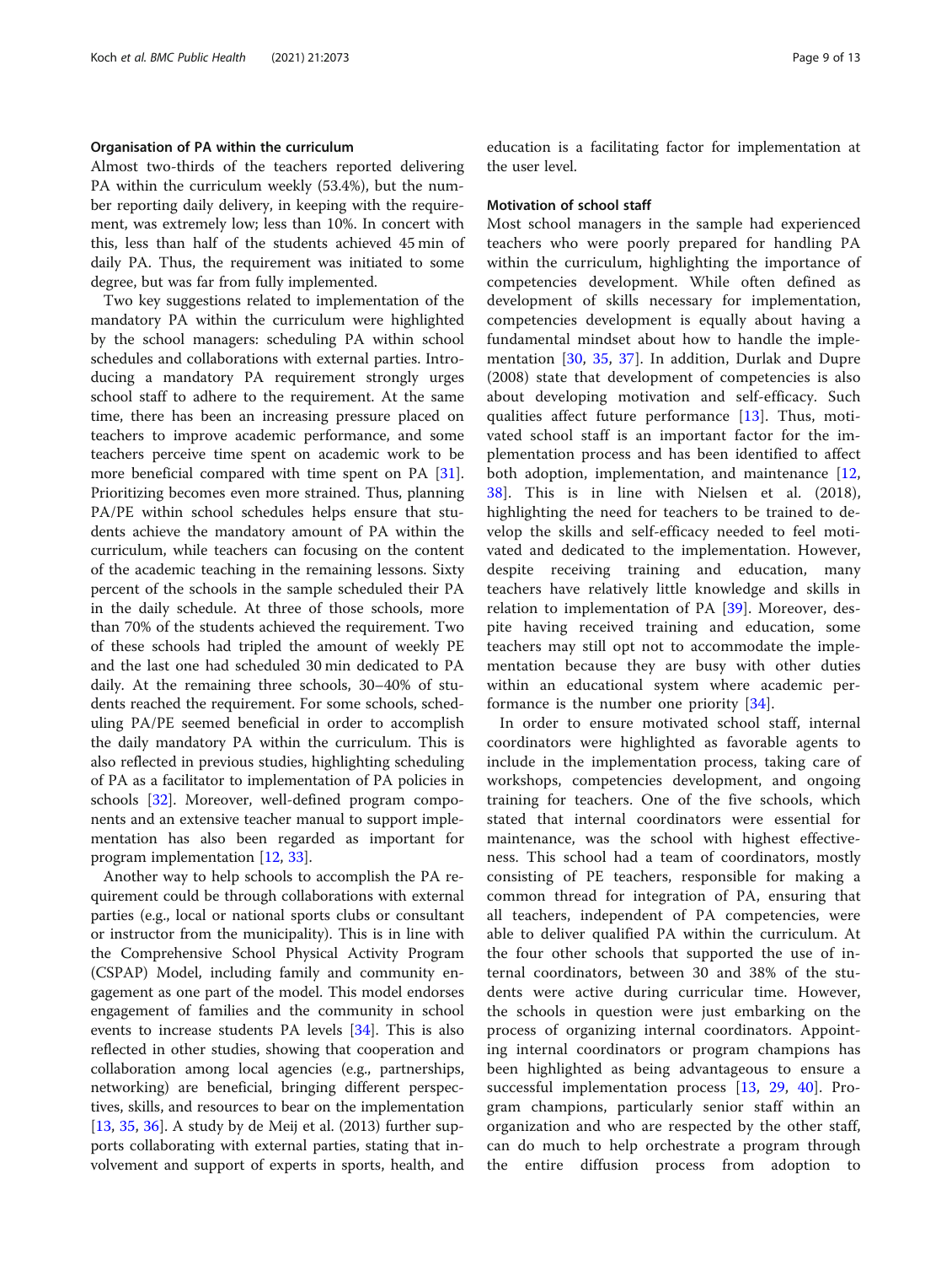### Organisation of PA within the curriculum

Almost two-thirds of the teachers reported delivering PA within the curriculum weekly (53.4%), but the number reporting daily delivery, in keeping with the requirement, was extremely low; less than 10%. In concert with this, less than half of the students achieved 45 min of daily PA. Thus, the requirement was initiated to some degree, but was far from fully implemented.

Two key suggestions related to implementation of the mandatory PA within the curriculum were highlighted by the school managers: scheduling PA within school schedules and collaborations with external parties. Introducing a mandatory PA requirement strongly urges school staff to adhere to the requirement. At the same time, there has been an increasing pressure placed on teachers to improve academic performance, and some teachers perceive time spent on academic work to be more beneficial compared with time spent on PA [31]. Prioritizing becomes even more strained. Thus, planning PA/PE within school schedules helps ensure that students achieve the mandatory amount of PA within the curriculum, while teachers can focusing on the content of the academic teaching in the remaining lessons. Sixty percent of the schools in the sample scheduled their PA in the daily schedule. At three of those schools, more than 70% of the students achieved the requirement. Two of these schools had tripled the amount of weekly PE and the last one had scheduled 30 min dedicated to PA daily. At the remaining three schools, 30–40% of students reached the requirement. For some schools, scheduling PA/PE seemed beneficial in order to accomplish the daily mandatory PA within the curriculum. This is also reflected in previous studies, highlighting scheduling of PA as a facilitator to implementation of PA policies in schools [32]. Moreover, well-defined program components and an extensive teacher manual to support implementation has also been regarded as important for program implementation [12, 33].

Another way to help schools to accomplish the PA requirement could be through collaborations with external parties (e.g., local or national sports clubs or consultant or instructor from the municipality). This is in line with the Comprehensive School Physical Activity Program (CSPAP) Model, including family and community engagement as one part of the model. This model endorses engagement of families and the community in school events to increase students PA levels [34]. This is also reflected in other studies, showing that cooperation and collaboration among local agencies (e.g., partnerships, networking) are beneficial, bringing different perspectives, skills, and resources to bear on the implementation [13, 35, 36]. A study by de Meij et al. (2013) further supports collaborating with external parties, stating that involvement and support of experts in sports, health, and education is a facilitating factor for implementation at the user level.

### Motivation of school staff

Most school managers in the sample had experienced teachers who were poorly prepared for handling PA within the curriculum, highlighting the importance of competencies development. While often defined as development of skills necessary for implementation, competencies development is equally about having a fundamental mindset about how to handle the implementation [30, 35, 37]. In addition, Durlak and Dupre (2008) state that development of competencies is also about developing motivation and self-efficacy. Such qualities affect future performance [13]. Thus, motivated school staff is an important factor for the implementation process and has been identified to affect both adoption, implementation, and maintenance [12, 38]. This is in line with Nielsen et al. (2018), highlighting the need for teachers to be trained to develop the skills and self-efficacy needed to feel motivated and dedicated to the implementation. However, despite receiving training and education, many teachers have relatively little knowledge and skills in relation to implementation of PA [39]. Moreover, despite having received training and education, some teachers may still opt not to accommodate the implementation because they are busy with other duties within an educational system where academic performance is the number one priority [34].

In order to ensure motivated school staff, internal coordinators were highlighted as favorable agents to include in the implementation process, taking care of workshops, competencies development, and ongoing training for teachers. One of the five schools, which stated that internal coordinators were essential for maintenance, was the school with highest effectiveness. This school had a team of coordinators, mostly consisting of PE teachers, responsible for making a common thread for integration of PA, ensuring that all teachers, independent of PA competencies, were able to deliver qualified PA within the curriculum. At the four other schools that supported the use of internal coordinators, between 30 and 38% of the students were active during curricular time. However, the schools in question were just embarking on the process of organizing internal coordinators. Appointing internal coordinators or program champions has been highlighted as being advantageous to ensure a successful implementation process [13, 29, 40]. Program champions, particularly senior staff within an organization and who are respected by the other staff, can do much to help orchestrate a program through the entire diffusion process from adoption to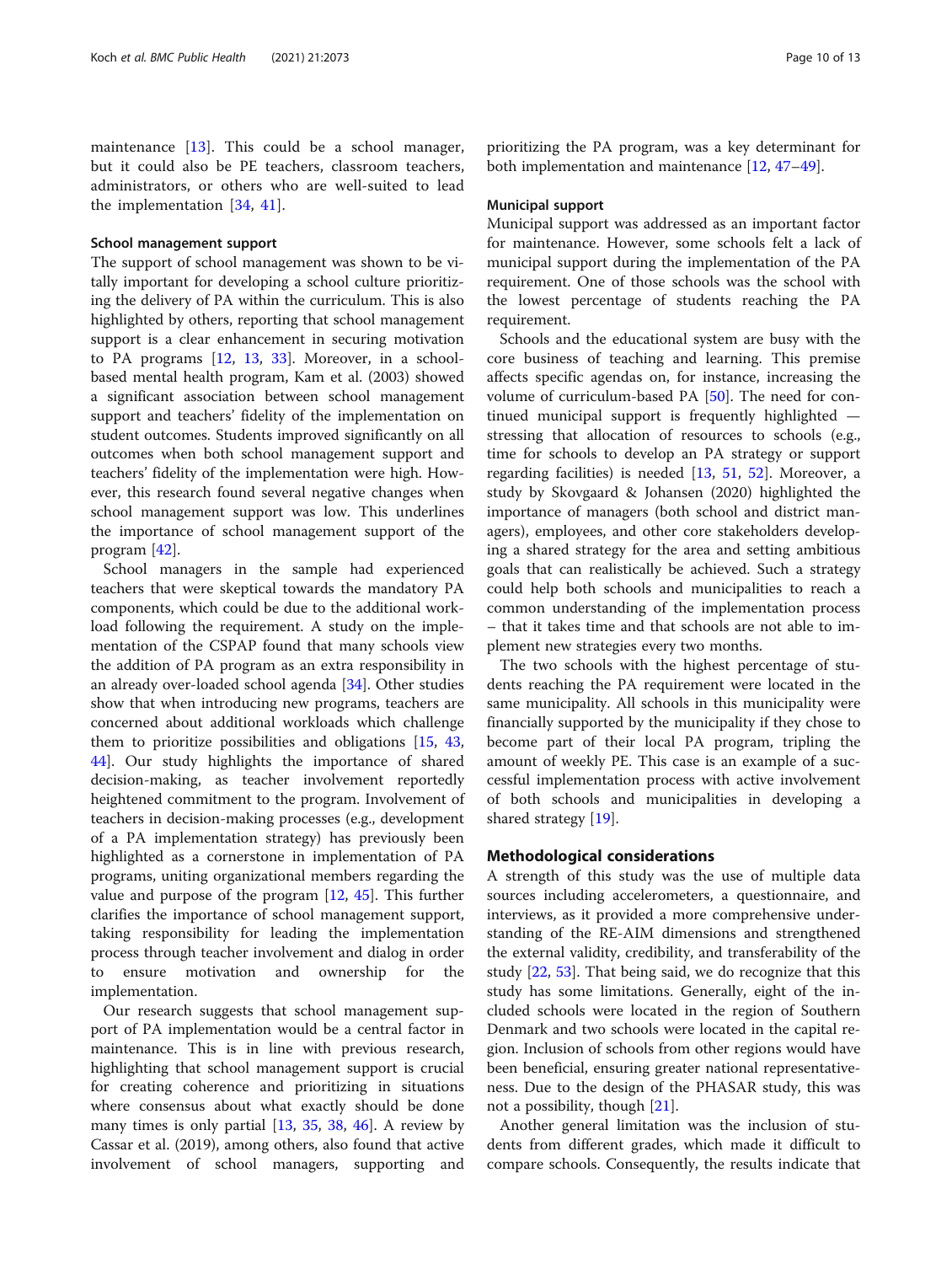maintenance [13]. This could be a school manager, but it could also be PE teachers, classroom teachers, administrators, or others who are well-suited to lead the implementation [34, 41].

### School management support

The support of school management was shown to be vitally important for developing a school culture prioritizing the delivery of PA within the curriculum. This is also highlighted by others, reporting that school management support is a clear enhancement in securing motivation to PA programs [12, 13, 33]. Moreover, in a school-based mental health program, Kam et al. (2003) showed a significant association between school management support and teachers' fidelity of the implementation on student outcomes. Students improved significantly on all outcomes when both school management support and teachers' fidelity of the implementation were high. However, this research found several negative changes when school management support was low. This underlines the importance of school management support of the program [42].

School managers in the sample had experienced teachers that were skeptical towards the mandatory PA components, which could be due to the additional workload following the requirement. A study on the implementation of the CSPAP found that many schools view the addition of PA program as an extra responsibility in an already over-loaded school agenda [34]. Other studies show that when introducing new programs, teachers are concerned about additional workloads which challenge them to prioritize possibilities and obligations [15, 43, 44]. Our study highlights the importance of shared decision-making, as teacher involvement reportedly heightened commitment to the program. Involvement of teachers in decision-making processes (e.g., development of a PA implementation strategy) has previously been highlighted as a cornerstone in implementation of PA programs, uniting organizational members regarding the value and purpose of the program [12, 45]. This further clarifies the importance of school management support, taking responsibility for leading the implementation process through teacher involvement and dialog in order to ensure motivation and ownership for the implementation.

Our research suggests that school management support of PA implementation would be a central factor in maintenance. This is in line with previous research, highlighting that school management support is crucial for creating coherence and prioritizing in situations where consensus about what exactly should be done many times is only partial [13, 35, 38, 46]. A review by Cassar et al. (2019), among others, also found that active involvement of school managers, supporting and prioritizing the PA program, was a key determinant for both implementation and maintenance [12, 47–49].

### Municipal support

Municipal support was addressed as an important factor for maintenance. However, some schools felt a lack of municipal support during the implementation of the PA requirement. One of those schools was the school with the lowest percentage of students reaching the PA requirement.

Schools and the educational system are busy with the core business of teaching and learning. This premise affects specific agendas on, for instance, increasing the volume of curriculum-based PA [50]. The need for continued municipal support is frequently highlighted — stressing that allocation of resources to schools (e.g., time for schools to develop an PA strategy or support regarding facilities) is needed [13, 51, 52]. Moreover, a study by Skovgaard & Johansen (2020) highlighted the importance of managers (both school and district managers), employees, and other core stakeholders developing a shared strategy for the area and setting ambitious goals that can realistically be achieved. Such a strategy could help both schools and municipalities to reach a common understanding of the implementation process – that it takes time and that schools are not able to implement new strategies every two months.

The two schools with the highest percentage of students reaching the PA requirement were located in the same municipality. All schools in this municipality were financially supported by the municipality if they chose to become part of their local PA program, tripling the amount of weekly PE. This case is an example of a successful implementation process with active involvement of both schools and municipalities in developing a shared strategy [19].

## Methodological considerations

A strength of this study was the use of multiple data sources including accelerometers, a questionnaire, and interviews, as it provided a more comprehensive understanding of the RE-AIM dimensions and strengthened the external validity, credibility, and transferability of the study [22, 53]. That being said, we do recognize that this study has some limitations. Generally, eight of the included schools were located in the region of Southern Denmark and two schools were located in the capital region. Inclusion of schools from other regions would have been beneficial, ensuring greater national representativeness. Due to the design of the PHASAR study, this was not a possibility, though [21].

Another general limitation was the inclusion of students from different grades, which made it difficult to compare schools. Consequently, the results indicate that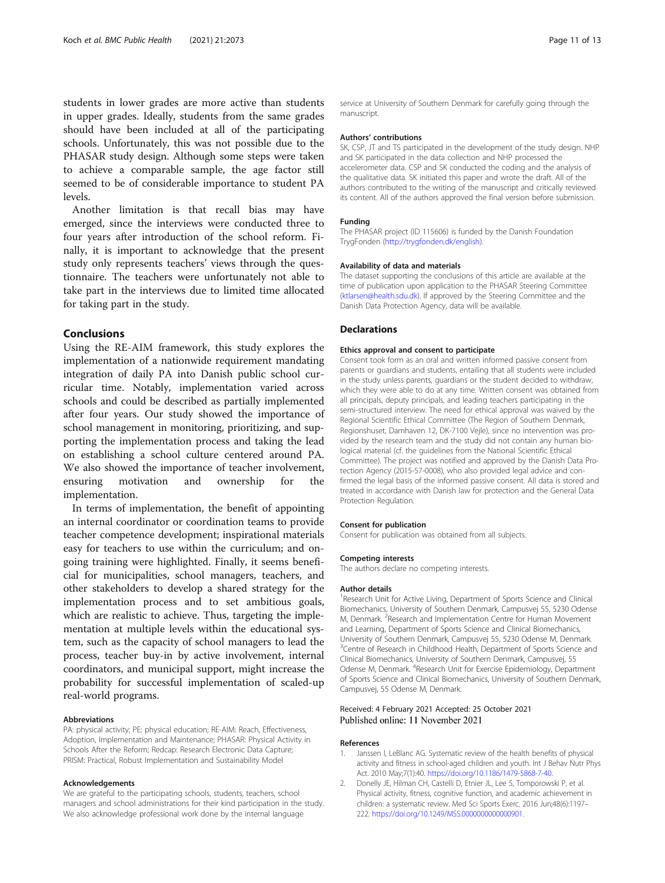students in lower grades are more active than students in upper grades. Ideally, students from the same grades should have been included at all of the participating schools. Unfortunately, this was not possible due to the PHASAR study design. Although some steps were taken to achieve a comparable sample, the age factor still seemed to be of considerable importance to student PA levels.

Another limitation is that recall bias may have emerged, since the interviews were conducted three to four years after introduction of the school reform. Finally, it is important to acknowledge that the present study only represents teachers' views through the questionnaire. The teachers were unfortunately not able to take part in the interviews due to limited time allocated for taking part in the study.

## Conclusions

Using the RE-AIM framework, this study explores the implementation of a nationwide requirement mandating integration of daily PA into Danish public school curricular time. Notably, implementation varied across schools and could be described as partially implemented after four years. Our study showed the importance of school management in monitoring, prioritizing, and supporting the implementation process and taking the lead on establishing a school culture centered around PA. We also showed the importance of teacher involvement, ensuring motivation and ownership for the implementation.

In terms of implementation, the benefit of appointing an internal coordinator or coordination teams to provide teacher competence development; inspirational materials easy for teachers to use within the curriculum; and ongoing training were highlighted. Finally, it seems beneficial for municipalities, school managers, teachers, and other stakeholders to develop a shared strategy for the implementation process and to set ambitious goals, which are realistic to achieve. Thus, targeting the implementation at multiple levels within the educational system, such as the capacity of school managers to lead the process, teacher buy-in by active involvement, internal coordinators, and municipal support, might increase the probability for successful implementation of scaled-up real-world programs.

#### Abbreviations

PA: physical activity; PE: physical education; RE-AIM: Reach, Effectiveness, Adoption, Implementation and Maintenance; PHASAR: Physical Activity in Schools After the Reform; Redcap: Research Electronic Data Capture; PRISM: Practical, Robust Implementation and Sustainability Model

#### Acknowledgements

We are grateful to the participating schools, students, teachers, school managers and school administrations for their kind participation in the study. We also acknowledge professional work done by the internal language service at University of Southern Denmark for carefully going through the manuscript.

#### Authors' contributions

SK, CSP, JT and TS participated in the development of the study design. NHP and SK participated in the data collection and NHP processed the accelerometer data. CSP and SK conducted the coding and the analysis of the qualitative data. SK initiated this paper and wrote the draft. All of the authors contributed to the writing of the manuscript and critically reviewed its content. All of the authors approved the final version before submission.

#### Funding

The PHASAR project (ID 115606) is funded by the Danish Foundation TrygFonden (http://trygfonden.dk/english).

#### Availability of data and materials

The dataset supporting the conclusions of this article are available at the time of publication upon application to the PHASAR Steering Committee (ktlarsen@health.sdu.dk). If approved by the Steering Committee and the Danish Data Protection Agency, data will be available.

## Declarations

#### Ethics approval and consent to participate

Consent took form as an oral and written informed passive consent from parents or guardians and students, entailing that all students were included in the study unless parents, guardians or the student decided to withdraw, which they were able to do at any time. Written consent was obtained from all principals, deputy principals, and leading teachers participating in the semi-structured interview. The need for ethical approval was waived by the Regional Scientific Ethical Committee (The Region of Southern Denmark, Regionshuset, Damhaven 12, DK-7100 Vejle), since no intervention was provided by the research team and the study did not contain any human biological material (cf. the guidelines from the National Scientific Ethical Committee). The project was notified and approved by the Danish Data Protection Agency (2015-57-0008), who also provided legal advice and confirmed the legal basis of the informed passive consent. All data is stored and treated in accordance with Danish law for protection and the General Data Protection Regulation.

#### Consent for publication

Consent for publication was obtained from all subjects.

#### Competing interests

The authors declare no competing interests.

#### Author details

[1]Research Unit for Active Living, Department of Sports Science and Clinical Biomechanics, University of Southern Denmark, Campusvej 55, 5230 Odense M, Denmark. [2]Research and Implementation Centre for Human Movement and Learning, Department of Sports Science and Clinical Biomechanics, University of Southern Denmark, Campusvej 55, 5230 Odense M, Denmark. [3]Centre of Research in Childhood Health, Department of Sports Science and Clinical Biomechanics, University of Southern Denmark, Campusvej, 55 Odense M, Denmark. [4]Research Unit for Exercise Epidemiology, Department of Sports Science and Clinical Biomechanics, University of Southern Denmark, Campusvej, 55 Odense M, Denmark.

Received: 4 February 2021 Accepted: 25 October 2021
Published online: 11 November 2021

#### References

1. Janssen I, LeBlanc AG. Systematic review of the health benefits of physical activity and fitness in school-aged children and youth. Int J Behav Nutr Phys Act. 2010 May;7(1):40. https://doi.org/10.1186/1479-5868-7-40.
2. Donelly JE, Hilman CH, Castelli D, Etnier JL, Lee S, Tomporowski P, et al. Physical activity, fitness, cognitive function, and academic achievement in children: a systematic review. Med Sci Sports Exerc. 2016 Jun;48(6):1197–222. https://doi.org/10.1249/MSS.0000000000000901.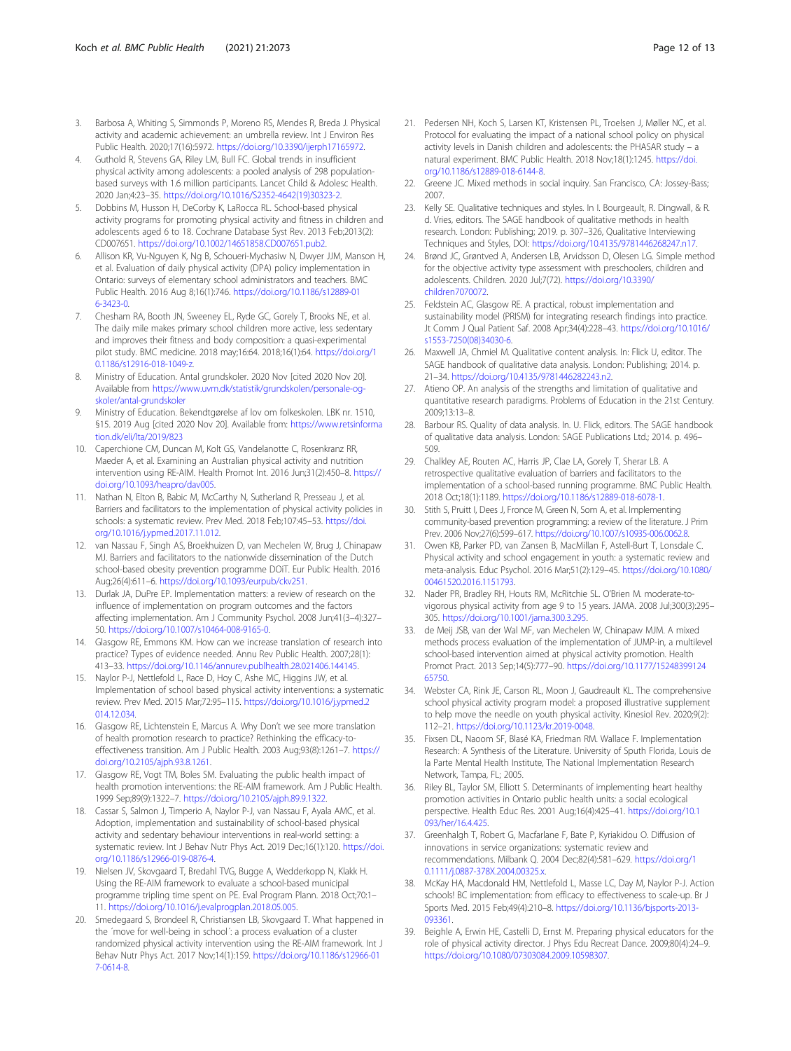3. Barbosa A, Whiting S, Simmonds P, Moreno RS, Mendes R, Breda J. Physical activity and academic achievement: an umbrella review. Int J Environ Res Public Health. 2020;17(16):5972. https://doi.org/10.3390/ijerph17165972.
4. Guthold R, Stevens GA, Riley LM, Bull FC. Global trends in insufficient physical activity among adolescents: a pooled analysis of 298 population-based surveys with 1.6 million participants. Lancet Child & Adolesc Health. 2020 Jan;4:23–35. https://doi.org/10.1016/S2352-4642(19)30323-2.
5. Dobbins M, Husson H, DeCorby K, LaRocca RL. School-based physical activity programs for promoting physical activity and fitness in children and adolescents aged 6 to 18. Cochrane Database Syst Rev. 2013 Feb;2013(2): CD007651. https://doi.org/10.1002/14651858.CD007651.pub2.
6. Allison KR, Vu-Nguyen K, Ng B, Schoueri-Mychasiw N, Dwyer JJM, Manson H, et al. Evaluation of daily physical activity (DPA) policy implementation in Ontario: surveys of elementary school administrators and teachers. BMC Public Health. 2016 Aug 8;16(1):746. https://doi.org/10.1186/s12889-016-3423-0.
7. Chesham RA, Booth JN, Sweeney EL, Ryde GC, Gorely T, Brooks NE, et al. The daily mile makes primary school children more active, less sedentary and improves their fitness and body composition: a quasi-experimental pilot study. BMC medicine. 2018 may;16:64. 2018;16(1):64. https://doi.org/10.1186/s12916-018-1049-z.
8. Ministry of Education. Antal grundskoler. 2020 Nov [cited 2020 Nov 20]. Available from https://www.uvm.dk/statistik/grundskolen/personale-og-skoler/antal-grundskoler
9. Ministry of Education. Bekendtgørelse af lov om folkeskolen. LBK nr. 1510, §15. 2019 Aug [cited 2020 Nov 20]. Available from: https://www.retsinformation.dk/eli/lta/2019/823
10. Caperchione CM, Duncan M, Kolt GS, Vandelanotte C, Rosenkranz RR, Maeder A, et al. Examining an Australian physical activity and nutrition intervention using RE-AIM. Health Promot Int. 2016 Jun;31(2):450–8. https://doi.org/10.1093/heapro/dav005.
11. Nathan N, Elton B, Babic M, McCarthy N, Sutherland R, Presseau J, et al. Barriers and facilitators to the implementation of physical activity policies in schools: a systematic review. Prev Med. 2018 Feb;107:45–53. https://doi.org/10.1016/j.ypmed.2017.11.012.
12. van Nassau F, Singh AS, Broekhuizen D, van Mechelen W, Brug J, Chinapaw MJ. Barriers and facilitators to the nationwide dissemination of the Dutch school-based obesity prevention programme DOiT. Eur Public Health. 2016 Aug;26(4):611–6. https://doi.org/10.1093/eurpub/ckv251.
13. Durlak JA, DuPre EP. Implementation matters: a review of research on the influence of implementation on program outcomes and the factors affecting implementation. Am J Community Psychol. 2008 Jun;41(3–4):327–50. https://doi.org/10.1007/s10464-008-9165-0.
14. Glasgow RE, Emmons KM. How can we increase translation of research into practice? Types of evidence needed. Annu Rev Public Health. 2007;28(1): 413–33. https://doi.org/10.1146/annurev.publhealth.28.021406.144145.
15. Naylor P-J, Nettlefold L, Race D, Hoy C, Ashe MC, Higgins JW, et al. Implementation of school based physical activity interventions: a systematic review. Prev Med. 2015 Mar;72:95–115. https://doi.org/10.1016/j.ypmed.2014.12.034.
16. Glasgow RE, Lichtenstein E, Marcus A. Why Don't we see more translation of health promotion research to practice? Rethinking the efficacy-to-effectiveness transition. Am J Public Health. 2003 Aug;93(8):1261–7. https://doi.org/10.2105/ajph.93.8.1261.
17. Glasgow RE, Vogt TM, Boles SM. Evaluating the public health impact of health promotion interventions: the RE-AIM framework. Am J Public Health. 1999 Sep;89(9):1322–7. https://doi.org/10.2105/ajph.89.9.1322.
18. Cassar S, Salmon J, Timperio A, Naylor P-J, van Nassau F, Ayala AMC, et al. Adoption, implementation and sustainability of school-based physical activity and sedentary behaviour interventions in real-world setting: a systematic review. Int J Behav Nutr Phys Act. 2019 Dec;16(1):120. https://doi.org/10.1186/s12966-019-0876-4.
19. Nielsen JV, Skovgaard T, Bredahl TVG, Bugge A, Wedderkopp N, Klakk H. Using the RE-AIM framework to evaluate a school-based municipal programme tripling time spent on PE. Eval Program Plann. 2018 Oct;70:1–11. https://doi.org/10.1016/j.evalprogplan.2018.05.005.
20. Smedegaard S, Brondeel R, Christiansen LB, Skovgaard T. What happened in the ´move for well-being in school´: a process evaluation of a cluster randomized physical activity intervention using the RE-AIM framework. Int J Behav Nutr Phys Act. 2017 Nov;14(1):159. https://doi.org/10.1186/s12966-017-0614-8.
21. Pedersen NH, Koch S, Larsen KT, Kristensen PL, Troelsen J, Møller NC, et al. Protocol for evaluating the impact of a national school policy on physical activity levels in Danish children and adolescents: the PHASAR study – a natural experiment. BMC Public Health. 2018 Nov;18(1):1245. https://doi.org/10.1186/s12889-018-6144-8.
22. Greene JC. Mixed methods in social inquiry. San Francisco, CA: Jossey-Bass; 2007.
23. Kelly SE. Qualitative techniques and styles. In I. Bourgeault, R. Dingwall, & R. d. Vries, editors. The SAGE handbook of qualitative methods in health research. London: Publishing; 2019. p. 307–326, Qualitative Interviewing Techniques and Styles, DOI: https://doi.org/10.4135/9781446268247.n17.
24. Brønd JC, Grøntved A, Andersen LB, Arvidsson D, Olesen LG. Simple method for the objective activity type assessment with preschoolers, children and adolescents. Children. 2020 Jul;7(72). https://doi.org/10.3390/children7070072.
25. Feldstein AC, Glasgow RE. A practical, robust implementation and sustainability model (PRISM) for integrating research findings into practice. Jt Comm J Qual Patient Saf. 2008 Apr;34(4):228–43. https://doi.org/10.1016/s1553-7250(08)34030-6.
26. Maxwell JA, Chmiel M. Qualitative content analysis. In: Flick U, editor. The SAGE handbook of qualitative data analysis. London: Publishing; 2014. p. 21–34. https://doi.org/10.4135/9781446282243.n2.
27. Atieno OP. An analysis of the strengths and limitation of qualitative and quantitative research paradigms. Problems of Education in the 21st Century. 2009;13:13–8.
28. Barbour RS. Quality of data analysis. In. U. Flick, editors. The SAGE handbook of qualitative data analysis. London: SAGE Publications Ltd.; 2014. p. 496–509.
29. Chalkley AE, Routen AC, Harris JP, Clae LA, Gorely T, Sherar LB. A retrospective qualitative evaluation of barriers and facilitators to the implementation of a school-based running programme. BMC Public Health. 2018 Oct;18(1):1189. https://doi.org/10.1186/s12889-018-6078-1.
30. Stith S, Pruitt I, Dees J, Fronce M, Green N, Som A, et al. Implementing community-based prevention programming: a review of the literature. J Prim Prev. 2006 Nov;27(6):599–617. https://doi.org/10.1007/s10935-006-0062.8.
31. Owen KB, Parker PD, van Zansen B, MacMillan F, Astell-Burt T, Lonsdale C. Physical activity and school engagement in youth: a systematic review and meta-analysis. Educ Psychol. 2016 Mar;51(2):129–45. https://doi.org/10.1080/00461520.2016.1151793.
32. Nader PR, Bradley RH, Houts RM, McRitchie SL. O'Brien M. moderate-to-vigorous physical activity from age 9 to 15 years. JAMA. 2008 Jul;300(3):295–305. https://doi.org/10.1001/jama.300.3.295.
33. de Meij JSB, van der Wal MF, van Mechelen W, Chinapaw MJM. A mixed methods process evaluation of the implementation of JUMP-in, a multilevel school-based intervention aimed at physical activity promotion. Health Promot Pract. 2013 Sep;14(5):777–90. https://doi.org/10.1177/1524839912465750.
34. Webster CA, Rink JE, Carson RL, Moon J, Gaudreault KL. The comprehensive school physical activity program model: a proposed illustrative supplement to help move the needle on youth physical activity. Kinesiol Rev. 2020;9(2): 112–21. https://doi.org/10.1123/kr.2019-0048.
35. Fixsen DL, Naoom SF, Blasé KA, Friedman RM. Wallace F. Implementation Research: A Synthesis of the Literature. University of Sputh Florida, Louis de la Parte Mental Health Institute, The National Implementation Research Network, Tampa, FL; 2005.
36. Riley BL, Taylor SM, Elliott S. Determinants of implementing heart healthy promotion activities in Ontario public health units: a social ecological perspective. Health Educ Res. 2001 Aug;16(4):425–41. https://doi.org/10.1093/her/16.4.425.
37. Greenhalgh T, Robert G, Macfarlane F, Bate P, Kyriakidou O. Diffusion of innovations in service organizations: systematic review and recommendations. Milbank Q. 2004 Dec;82(4):581–629. https://doi.org/10.1111/j.0887-378X.2004.00325.x.
38. McKay HA, Macdonald HM, Nettlefold L, Masse LC, Day M, Naylor P-J. Action schools! BC implementation: from efficacy to effectiveness to scale-up. Br J Sports Med. 2015 Feb;49(4):210–8. https://doi.org/10.1136/bjsports-2013-093361.
39. Beighle A, Erwin HE, Castelli D, Ernst M. Preparing physical educators for the role of physical activity director. J Phys Edu Recreat Dance. 2009;80(4):24–9. https://doi.org/10.1080/07303084.2009.10598307.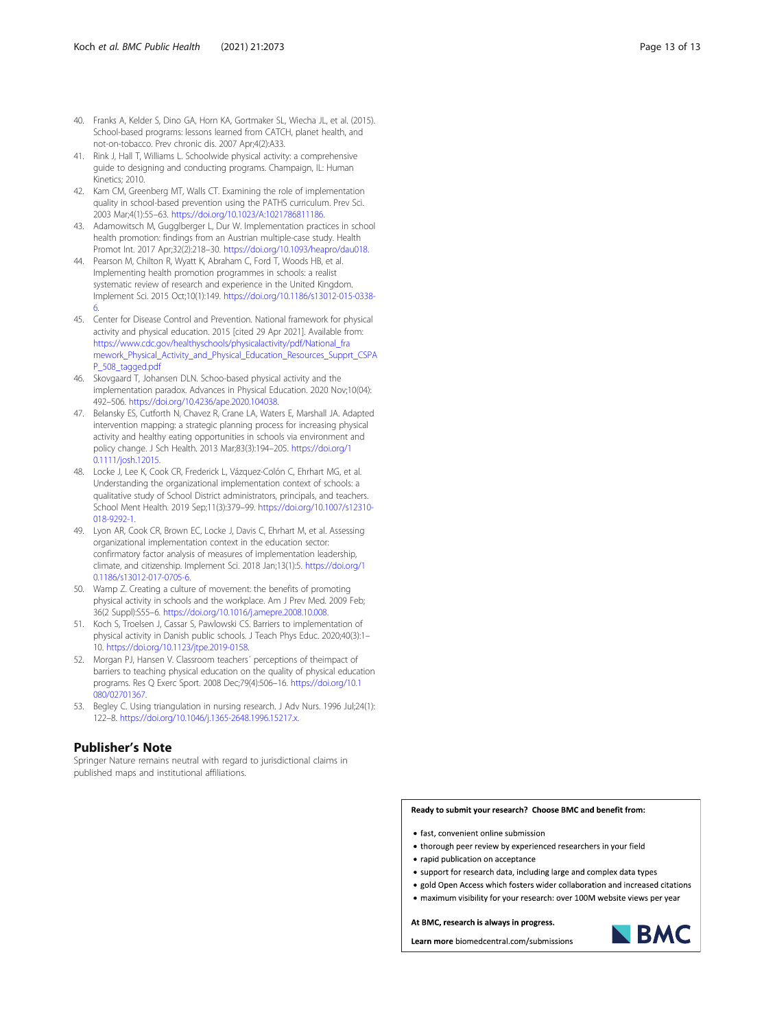40. Franks A, Kelder S, Dino GA, Horn KA, Gortmaker SL, Wiecha JL, et al. (2015). School-based programs: lessons learned from CATCH, planet health, and not-on-tobacco. Prev chronic dis. 2007 Apr;4(2):A33.
41. Rink J, Hall T, Williams L. Schoolwide physical activity: a comprehensive guide to designing and conducting programs. Champaign, IL: Human Kinetics; 2010.
42. Kam CM, Greenberg MT, Walls CT. Examining the role of implementation quality in school-based prevention using the PATHS curriculum. Prev Sci. 2003 Mar;4(1):55–63. https://doi.org/10.1023/A:1021786811186.
43. Adamowitsch M, Gugglberger L, Dur W. Implementation practices in school health promotion: findings from an Austrian multiple-case study. Health Promot Int. 2017 Apr;32(2):218–30. https://doi.org/10.1093/heapro/dau018.
44. Pearson M, Chilton R, Wyatt K, Abraham C, Ford T, Woods HB, et al. Implementing health promotion programmes in schools: a realist systematic review of research and experience in the United Kingdom. Implement Sci. 2015 Oct;10(1):149. https://doi.org/10.1186/s13012-015-0338-6.
45. Center for Disease Control and Prevention. National framework for physical activity and physical education. 2015 [cited 29 Apr 2021]. Available from: https://www.cdc.gov/healthyschools/physicalactivity/pdf/National_framework_Physical_Activity_and_Physical_Education_Resources_Supprt_CSPAP_508_tagged.pdf
46. Skovgaard T, Johansen DLN. Schoo-based physical activity and the implementation paradox. Advances in Physical Education. 2020 Nov;10(04): 492–506. https://doi.org/10.4236/ape.2020.104038.
47. Belansky ES, Cutforth N, Chavez R, Crane LA, Waters E, Marshall JA. Adapted intervention mapping: a strategic planning process for increasing physical activity and healthy eating opportunities in schools via environment and policy change. J Sch Health. 2013 Mar;83(3):194–205. https://doi.org/10.1111/josh.12015.
48. Locke J, Lee K, Cook CR, Frederick L, Vázquez-Colón C, Ehrhart MG, et al. Understanding the organizational implementation context of schools: a qualitative study of School District administrators, principals, and teachers. School Ment Health. 2019 Sep;11(3):379–99. https://doi.org/10.1007/s12310-018-9292-1.
49. Lyon AR, Cook CR, Brown EC, Locke J, Davis C, Ehrhart M, et al. Assessing organizational implementation context in the education sector: confirmatory factor analysis of measures of implementation leadership, climate, and citizenship. Implement Sci. 2018 Jan;13(1):5. https://doi.org/10.1186/s13012-017-0705-6.
50. Wamp Z. Creating a culture of movement: the benefits of promoting physical activity in schools and the workplace. Am J Prev Med. 2009 Feb; 36(2 Suppl):S55–6. https://doi.org/10.1016/j.amepre.2008.10.008.
51. Koch S, Troelsen J, Cassar S, Pawlowski CS. Barriers to implementation of physical activity in Danish public schools. J Teach Phys Educ. 2020;40(3):1–10. https://doi.org/10.1123/jtpe.2019-0158.
52. Morgan PJ, Hansen V. Classroom teachers´ perceptions of theimpact of barriers to teaching physical education on the quality of physical education programs. Res Q Exerc Sport. 2008 Dec;79(4):506–16. https://doi.org/10.1080/02701367.
53. Begley C. Using triangulation in nursing research. J Adv Nurs. 1996 Jul;24(1): 122–8. https://doi.org/10.1046/j.1365-2648.1996.15217.x.

## Publisher's Note

Springer Nature remains neutral with regard to jurisdictional claims in published maps and institutional affiliations.

**Ready to submit your research? Choose BMC and benefit from:**

- fast, convenient online submission
- thorough peer review by experienced researchers in your field
- rapid publication on acceptance
- support for research data, including large and complex data types
- gold Open Access which fosters wider collaboration and increased citations
- maximum visibility for your research: over 100M website views per year

**At BMC, research is always in progress.**

**Learn more** biomedcentral.com/submissions

BMC